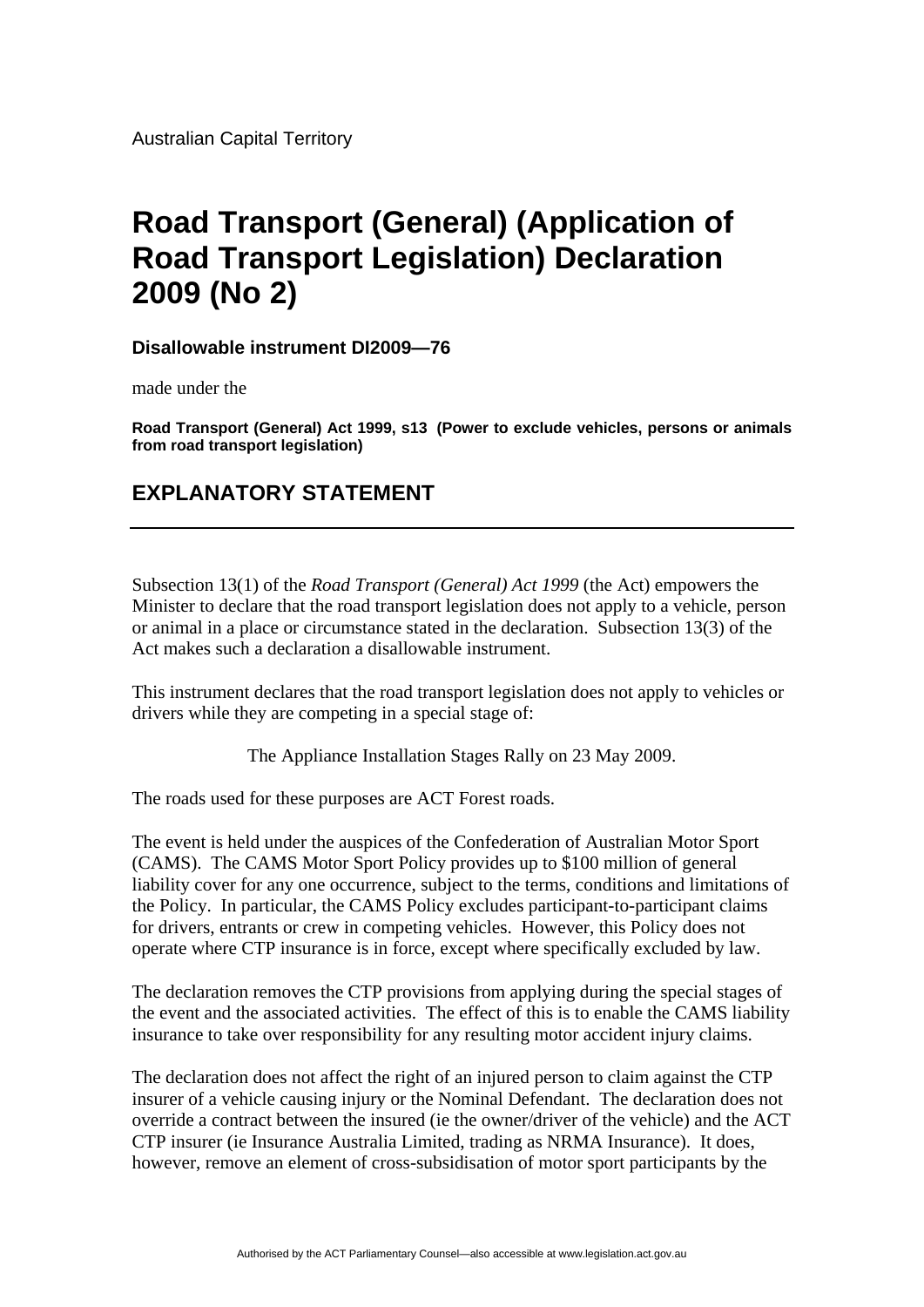Australian Capital Territory

# Road Transport (General) (Application of Road Transport Legislation) Declaration 2009 (No 2)

**Disallowable instrument DI2009—76**

made under the

**Road Transport (General) Act 1999, s13 (Power to exclude vehicles, persons or animals from road transport legislation)**

## EXPLANATORY STATEMENT

---

Subsection 13(1) of the *Road Transport (General) Act 1999* (the Act) empowers the Minister to declare that the road transport legislation does not apply to a vehicle, person or animal in a place or circumstance stated in the declaration. Subsection 13(3) of the Act makes such a declaration a disallowable instrument.

This instrument declares that the road transport legislation does not apply to vehicles or drivers while they are competing in a special stage of:

The Appliance Installation Stages Rally on 23 May 2009.

The roads used for these purposes are ACT Forest roads.

The event is held under the auspices of the Confederation of Australian Motor Sport (CAMS). The CAMS Motor Sport Policy provides up to $100 million of general liability cover for any one occurrence, subject to the terms, conditions and limitations of the Policy. In particular, the CAMS Policy excludes participant-to-participant claims for drivers, entrants or crew in competing vehicles. However, this Policy does not operate where CTP insurance is in force, except where specifically excluded by law.

The declaration removes the CTP provisions from applying during the special stages of the event and the associated activities. The effect of this is to enable the CAMS liability insurance to take over responsibility for any resulting motor accident injury claims.

The declaration does not affect the right of an injured person to claim against the CTP insurer of a vehicle causing injury or the Nominal Defendant. The declaration does not override a contract between the insured (ie the owner/driver of the vehicle) and the ACT CTP insurer (ie Insurance Australia Limited, trading as NRMA Insurance). It does, however, remove an element of cross-subsidisation of motor sport participants by the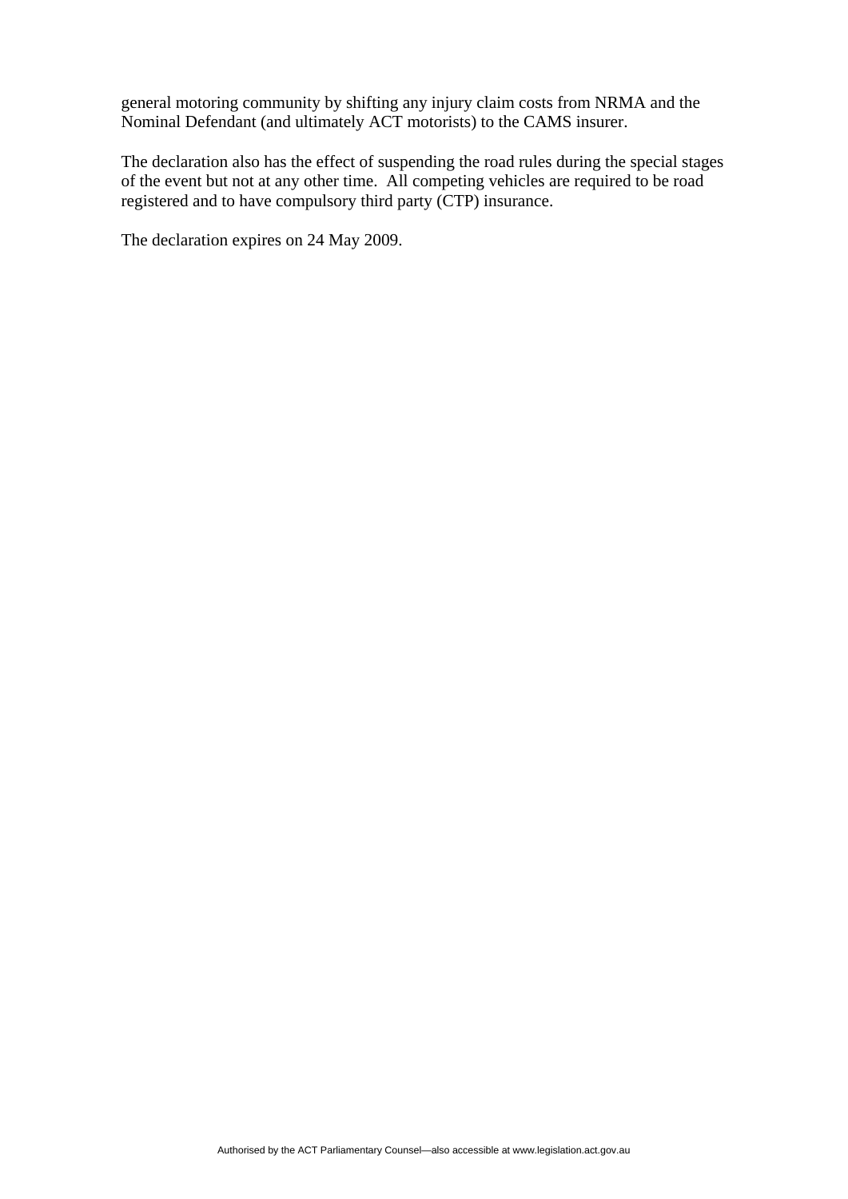general motoring community by shifting any injury claim costs from NRMA and the Nominal Defendant (and ultimately ACT motorists) to the CAMS insurer.

The declaration also has the effect of suspending the road rules during the special stages of the event but not at any other time. All competing vehicles are required to be road registered and to have compulsory third party (CTP) insurance.

The declaration expires on 24 May 2009.